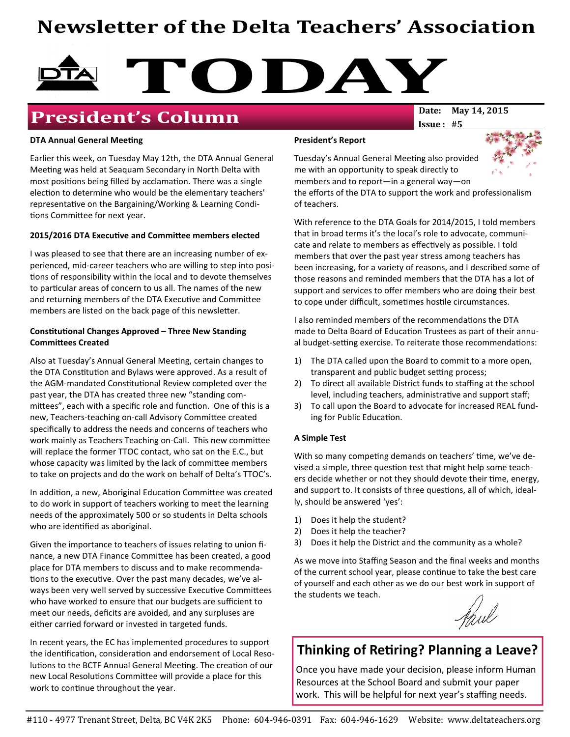# Newsletter of the Delta Teachers' Association

# TODAY

## President's Column

**Date:** May 14, 2015
**Issue:** #5

**DTA Annual General Meeting**

Earlier this week, on Tuesday May 12th, the DTA Annual General Meeting was held at Seaquam Secondary in North Delta with most positions being filled by acclamation. There was a single election to determine who would be the elementary teachers' representative on the Bargaining/Working & Learning Conditions Committee for next year.

**2015/2016 DTA Executive and Committee members elected**

I was pleased to see that there are an increasing number of experienced, mid-career teachers who are willing to step into positions of responsibility within the local and to devote themselves to particular areas of concern to us all. The names of the new and returning members of the DTA Executive and Committee members are listed on the back page of this newsletter.

**Constitutional Changes Approved – Three New Standing Committees Created**

Also at Tuesday's Annual General Meeting, certain changes to the DTA Constitution and Bylaws were approved. As a result of the AGM-mandated Constitutional Review completed over the past year, the DTA has created three new "standing committees", each with a specific role and function. One of this is a new, Teachers-teaching on-call Advisory Committee created specifically to address the needs and concerns of teachers who work mainly as Teachers Teaching on-Call. This new committee will replace the former TTOC contact, who sat on the E.C., but whose capacity was limited by the lack of committee members to take on projects and do the work on behalf of Delta's TTOC's.

In addition, a new, Aboriginal Education Committee was created to do work in support of teachers working to meet the learning needs of the approximately 500 or so students in Delta schools who are identified as aboriginal.

Given the importance to teachers of issues relating to union finance, a new DTA Finance Committee has been created, a good place for DTA members to discuss and to make recommendations to the executive. Over the past many decades, we've always been very well served by successive Executive Committees who have worked to ensure that our budgets are sufficient to meet our needs, deficits are avoided, and any surpluses are either carried forward or invested in targeted funds.

In recent years, the EC has implemented procedures to support the identification, consideration and endorsement of Local Resolutions to the BCTF Annual General Meeting. The creation of our new Local Resolutions Committee will provide a place for this work to continue throughout the year.

**President's Report**

Tuesday's Annual General Meeting also provided me with an opportunity to speak directly to members and to report—in a general way—on the efforts of the DTA to support the work and professionalism of teachers.

With reference to the DTA Goals for 2014/2015, I told members that in broad terms it's the local's role to advocate, communicate and relate to members as effectively as possible. I told members that over the past year stress among teachers has been increasing, for a variety of reasons, and I described some of those reasons and reminded members that the DTA has a lot of support and services to offer members who are doing their best to cope under difficult, sometimes hostile circumstances.

I also reminded members of the recommendations the DTA made to Delta Board of Education Trustees as part of their annual budget-setting exercise. To reiterate those recommendations:

1) The DTA called upon the Board to commit to a more open, transparent and public budget setting process;
2) To direct all available District funds to staffing at the school level, including teachers, administrative and support staff;
3) To call upon the Board to advocate for increased REAL funding for Public Education.

**A Simple Test**

With so many competing demands on teachers' time, we've devised a simple, three question test that might help some teachers decide whether or not they should devote their time, energy, and support to. It consists of three questions, all of which, ideally, should be answered 'yes':

1) Does it help the student?
2) Does it help the teacher?
3) Does it help the District and the community as a whole?

As we move into Staffing Season and the final weeks and months of the current school year, please continue to take the best care of yourself and each other as we do our best work in support of the students we teach.

Paul

## Thinking of Retiring? Planning a Leave?

Once you have made your decision, please inform Human Resources at the School Board and submit your paper work. This will be helpful for next year's staffing needs.

#110 - 4977 Trenant Street, Delta, BC V4K 2K5 Phone: 604-946-0391 Fax: 604-946-1629 Website: www.deltateachers.org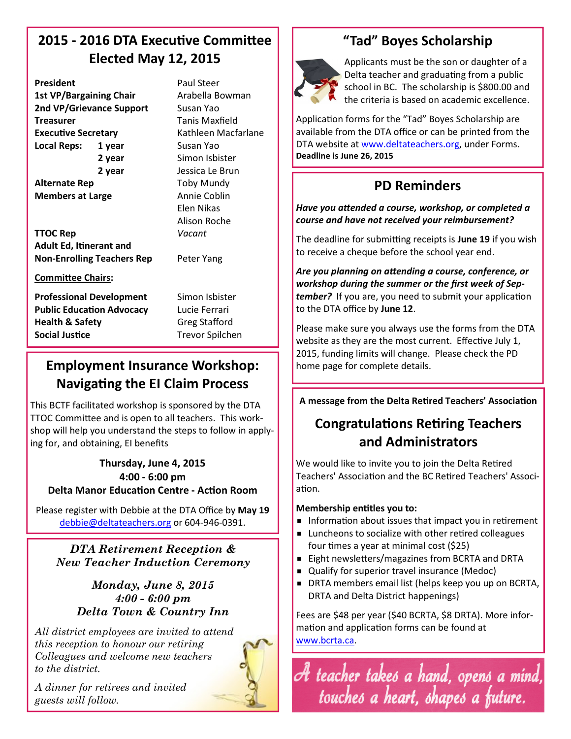## 2015 - 2016 DTA Executive Committee Elected May 12, 2015

| | | |
|---|---|---|
| **President** | | Paul Steer |
| **1st VP/Bargaining Chair** | | Arabella Bowman |
| **2nd VP/Grievance Support** | | Susan Yao |
| **Treasurer** | | Tanis Maxfield |
| **Executive Secretary** | | Kathleen Macfarlane |
| **Local Reps:** | **1 year** | Susan Yao |
| | **2 year** | Simon Isbister |
| | **2 year** | Jessica Le Brun |
| **Alternate Rep** | | Toby Mundy |
| **Members at Large** | | Annie Coblin |
| | | Elen Nikas |
| | | Alison Roche |
| **TTOC Rep** | | *Vacant* |
| **Adult Ed, Itinerant and Non-Enrolling Teachers Rep** | | Peter Yang |

**Committee Chairs:**

| | |
|---|---|
| **Professional Development** | Simon Isbister |
| **Public Education Advocacy** | Lucie Ferrari |
| **Health & Safety** | Greg Stafford |
| **Social Justice** | Trevor Spilchen |

## Employment Insurance Workshop: Navigating the EI Claim Process

This BCTF facilitated workshop is sponsored by the DTA TTOC Committee and is open to all teachers. This workshop will help you understand the steps to follow in applying for, and obtaining, EI benefits

**Thursday, June 4, 2015**
**4:00 - 6:00 pm**
**Delta Manor Education Centre - Action Room**

Please register with Debbie at the DTA Office by **May 19** debbie@deltateachers.org or 604-946-0391.

## *DTA Retirement Reception & New Teacher Induction Ceremony*

***Monday, June 8, 2015***
***4:00 - 6:00 pm***
***Delta Town & Country Inn***

*All district employees are invited to attend this reception to honour our retiring Colleagues and welcome new teachers to the district.*

*A dinner for retirees and invited guests will follow.*

## "Tad" Boyes Scholarship

Applicants must be the son or daughter of a Delta teacher and graduating from a public school in BC. The scholarship is $800.00 and the criteria is based on academic excellence.

Application forms for the "Tad" Boyes Scholarship are available from the DTA office or can be printed from the DTA website at www.deltateachers.org, under Forms.

**Deadline is June 26, 2015**

## PD Reminders

***Have you attended a course, workshop, or completed a course and have not received your reimbursement?***

The deadline for submitting receipts is **June 19** if you wish to receive a cheque before the school year end.

***Are you planning on attending a course, conference, or workshop during the summer or the first week of September?*** If you are, you need to submit your application to the DTA office by **June 12**.

Please make sure you always use the forms from the DTA website as they are the most current. Effective July 1, 2015, funding limits will change. Please check the PD home page for complete details.

**A message from the Delta Retired Teachers' Association**

## Congratulations Retiring Teachers and Administrators

We would like to invite you to join the Delta Retired Teachers' Association and the BC Retired Teachers' Association.

**Membership entitles you to:**

- Information about issues that impact you in retirement
- Luncheons to socialize with other retired colleagues four times a year at minimal cost ($25)
- Eight newsletters/magazines from BCRTA and DRTA
- Qualify for superior travel insurance (Medoc)
- DRTA members email list (helps keep you up on BCRTA, DRTA and Delta District happenings)

Fees are $48 per year ($40 BCRTA, $8 DRTA). More information and application forms can be found at www.bcrta.ca.

*A teacher takes a hand, opens a mind, touches a heart, shapes a future.*